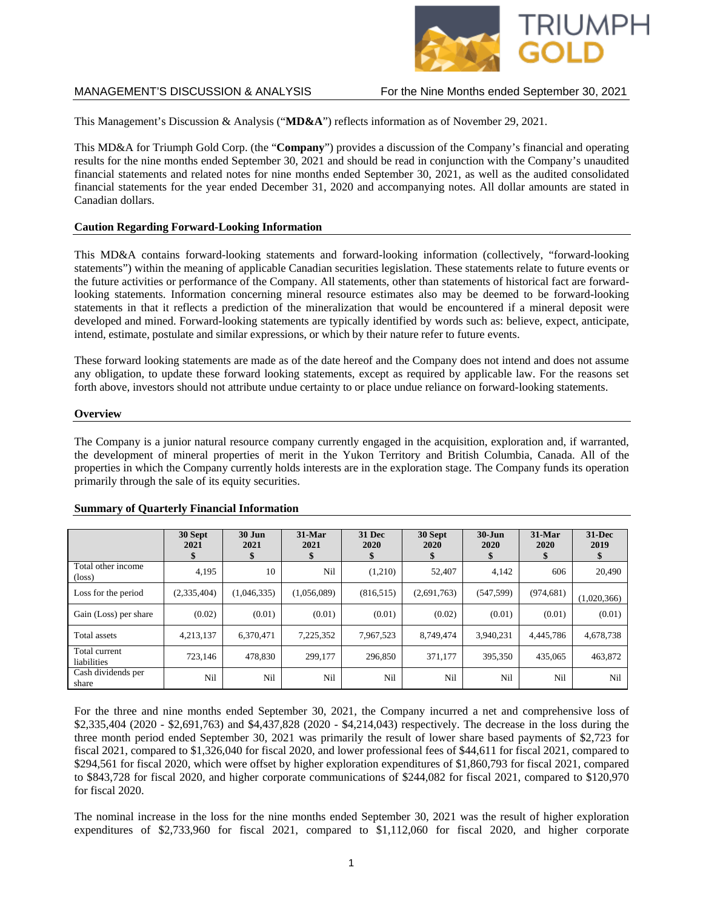MANAGEMENT'S DISCUSSION & ANALYSIS — For the Nine Months ended September 30, 2021

This Management's Discussion & Analysis ("**MD&A**") reflects information as of November 29, 2021.

This MD&A for Triumph Gold Corp. (the "**Company**") provides a discussion of the Company's financial and operating results for the nine months ended September 30, 2021 and should be read in conjunction with the Company's unaudited financial statements and related notes for nine months ended September 30, 2021, as well as the audited consolidated financial statements for the year ended December 31, 2020 and accompanying notes. All dollar amounts are stated in Canadian dollars.

### Caution Regarding Forward-Looking Information

This MD&A contains forward-looking statements and forward-looking information (collectively, "forward-looking statements") within the meaning of applicable Canadian securities legislation. These statements relate to future events or the future activities or performance of the Company. All statements, other than statements of historical fact are forward-looking statements. Information concerning mineral resource estimates also may be deemed to be forward-looking statements in that it reflects a prediction of the mineralization that would be encountered if a mineral deposit were developed and mined. Forward-looking statements are typically identified by words such as: believe, expect, anticipate, intend, estimate, postulate and similar expressions, or which by their nature refer to future events.

These forward looking statements are made as of the date hereof and the Company does not intend and does not assume any obligation, to update these forward looking statements, except as required by applicable law. For the reasons set forth above, investors should not attribute undue certainty to or place undue reliance on forward-looking statements.

### Overview

The Company is a junior natural resource company currently engaged in the acquisition, exploration and, if warranted, the development of mineral properties of merit in the Yukon Territory and British Columbia, Canada. All of the properties in which the Company currently holds interests are in the exploration stage. The Company funds its operation primarily through the sale of its equity securities.

### Summary of Quarterly Financial Information

| | 30 Sept 2021 $ | 30 Jun 2021 $ | 31-Mar 2021 $ | 31 Dec 2020 $ | 30 Sept 2020 $ | 30-Jun 2020 $ | 31-Mar 2020 $ | 31-Dec 2019 $ |
|---|---|---|---|---|---|---|---|---|
| Total other income (loss) | 4,195 | 10 | Nil | (1,210) | 52,407 | 4,142 | 606 | 20,490 |
| Loss for the period | (2,335,404) | (1,046,335) | (1,056,089) | (816,515) | (2,691,763) | (547,599) | (974,681) | (1,020,366) |
| Gain (Loss) per share | (0.02) | (0.01) | (0.01) | (0.01) | (0.02) | (0.01) | (0.01) | (0.01) |
| Total assets | 4,213,137 | 6,370,471 | 7,225,352 | 7,967,523 | 8,749,474 | 3,940,231 | 4,445,786 | 4,678,738 |
| Total current liabilities | 723,146 | 478,830 | 299,177 | 296,850 | 371,177 | 395,350 | 435,065 | 463,872 |
| Cash dividends per share | Nil | Nil | Nil | Nil | Nil | Nil | Nil | Nil |

For the three and nine months ended September 30, 2021, the Company incurred a net and comprehensive loss of $2,335,404 (2020 - $2,691,763) and $4,437,828 (2020 - $4,214,043) respectively. The decrease in the loss during the three month period ended September 30, 2021 was primarily the result of lower share based payments of $2,723 for fiscal 2021, compared to $1,326,040 for fiscal 2020, and lower professional fees of $44,611 for fiscal 2021, compared to $294,561 for fiscal 2020, which were offset by higher exploration expenditures of $1,860,793 for fiscal 2021, compared to $843,728 for fiscal 2020, and higher corporate communications of $244,082 for fiscal 2021, compared to $120,970 for fiscal 2020.

The nominal increase in the loss for the nine months ended September 30, 2021 was the result of higher exploration expenditures of $2,733,960 for fiscal 2021, compared to $1,112,060 for fiscal 2020, and higher corporate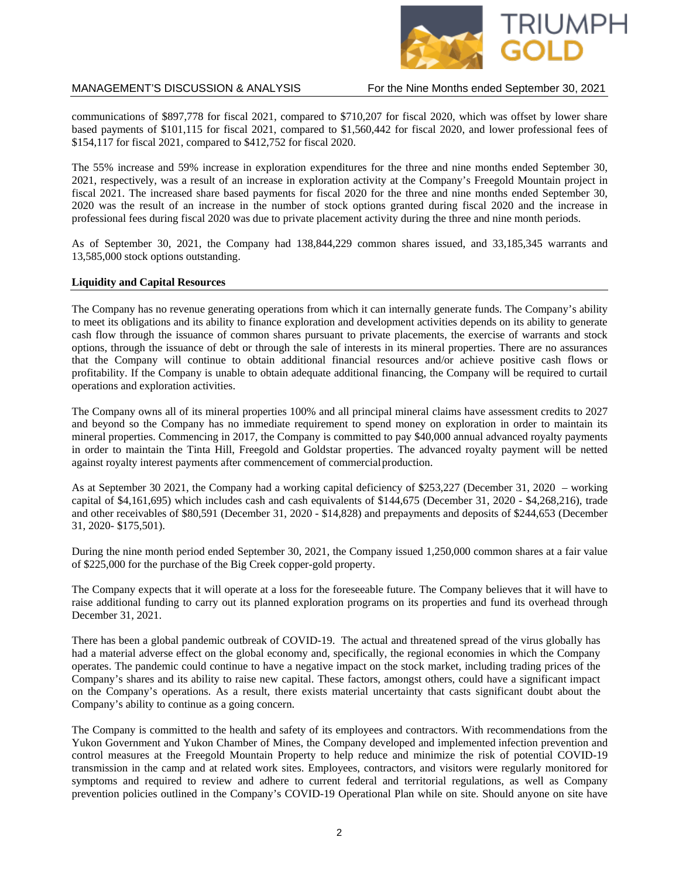communications of $897,778 for fiscal 2021, compared to $710,207 for fiscal 2020, which was offset by lower share based payments of $101,115 for fiscal 2021, compared to $1,560,442 for fiscal 2020, and lower professional fees of $154,117 for fiscal 2021, compared to $412,752 for fiscal 2020.

The 55% increase and 59% increase in exploration expenditures for the three and nine months ended September 30, 2021, respectively, was a result of an increase in exploration activity at the Company's Freegold Mountain project in fiscal 2021. The increased share based payments for fiscal 2020 for the three and nine months ended September 30, 2020 was the result of an increase in the number of stock options granted during fiscal 2020 and the increase in professional fees during fiscal 2020 was due to private placement activity during the three and nine month periods.

As of September 30, 2021, the Company had 138,844,229 common shares issued, and 33,185,345 warrants and 13,585,000 stock options outstanding.

**Liquidity and Capital Resources**

The Company has no revenue generating operations from which it can internally generate funds. The Company's ability to meet its obligations and its ability to finance exploration and development activities depends on its ability to generate cash flow through the issuance of common shares pursuant to private placements, the exercise of warrants and stock options, through the issuance of debt or through the sale of interests in its mineral properties. There are no assurances that the Company will continue to obtain additional financial resources and/or achieve positive cash flows or profitability. If the Company is unable to obtain adequate additional financing, the Company will be required to curtail operations and exploration activities.

The Company owns all of its mineral properties 100% and all principal mineral claims have assessment credits to 2027 and beyond so the Company has no immediate requirement to spend money on exploration in order to maintain its mineral properties. Commencing in 2017, the Company is committed to pay $40,000 annual advanced royalty payments in order to maintain the Tinta Hill, Freegold and Goldstar properties. The advanced royalty payment will be netted against royalty interest payments after commencement of commercial production.

As at September 30 2021, the Company had a working capital deficiency of $253,227 (December 31, 2020 – working capital of $4,161,695) which includes cash and cash equivalents of $144,675 (December 31, 2020 - $4,268,216), trade and other receivables of $80,591 (December 31, 2020 - $14,828) and prepayments and deposits of $244,653 (December 31, 2020- $175,501).

During the nine month period ended September 30, 2021, the Company issued 1,250,000 common shares at a fair value of $225,000 for the purchase of the Big Creek copper-gold property.

The Company expects that it will operate at a loss for the foreseeable future. The Company believes that it will have to raise additional funding to carry out its planned exploration programs on its properties and fund its overhead through December 31, 2021.

There has been a global pandemic outbreak of COVID-19. The actual and threatened spread of the virus globally has had a material adverse effect on the global economy and, specifically, the regional economies in which the Company operates. The pandemic could continue to have a negative impact on the stock market, including trading prices of the Company's shares and its ability to raise new capital. These factors, amongst others, could have a significant impact on the Company's operations. As a result, there exists material uncertainty that casts significant doubt about the Company's ability to continue as a going concern.

The Company is committed to the health and safety of its employees and contractors. With recommendations from the Yukon Government and Yukon Chamber of Mines, the Company developed and implemented infection prevention and control measures at the Freegold Mountain Property to help reduce and minimize the risk of potential COVID-19 transmission in the camp and at related work sites. Employees, contractors, and visitors were regularly monitored for symptoms and required to review and adhere to current federal and territorial regulations, as well as Company prevention policies outlined in the Company's COVID-19 Operational Plan while on site. Should anyone on site have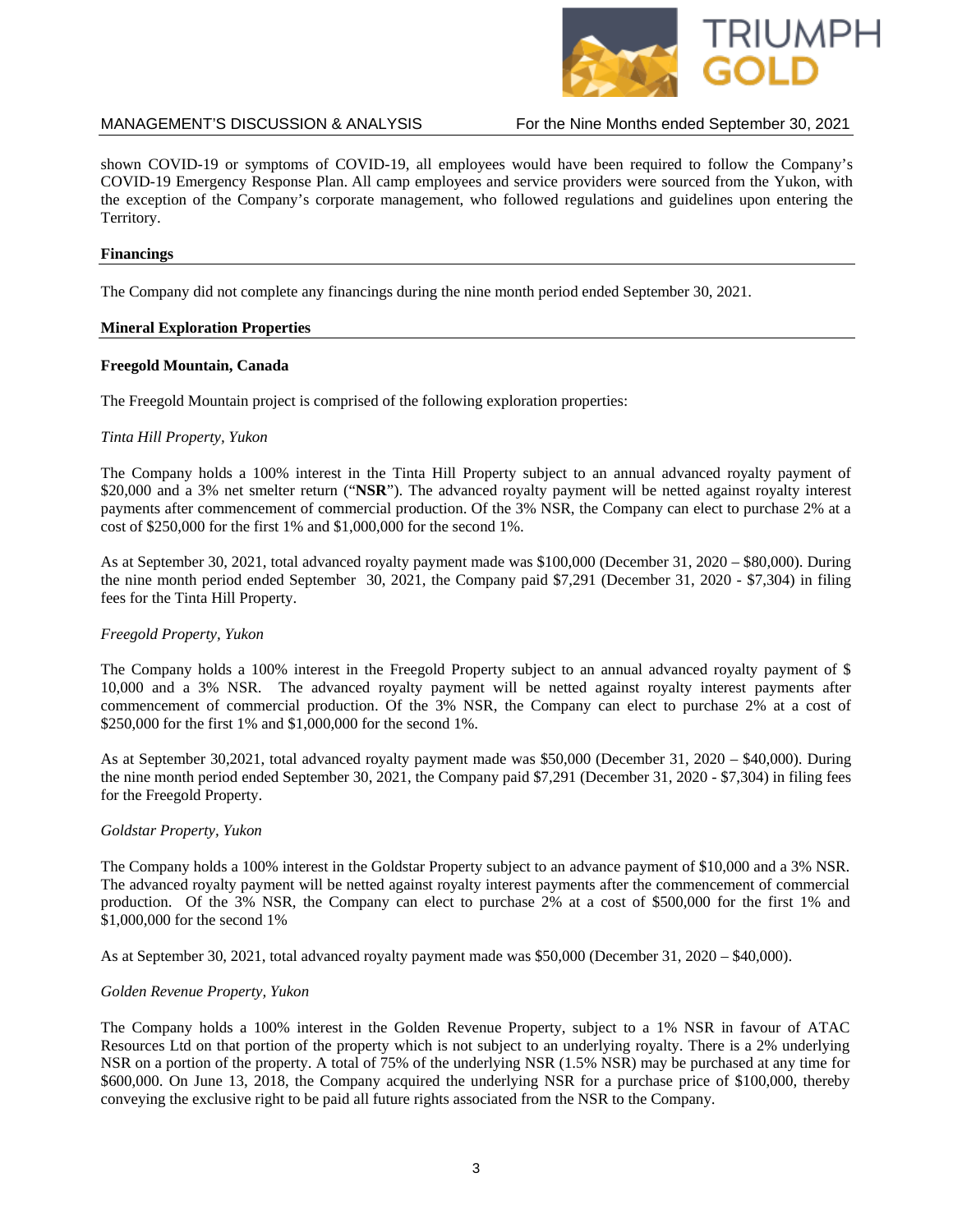shown COVID-19 or symptoms of COVID-19, all employees would have been required to follow the Company's COVID-19 Emergency Response Plan. All camp employees and service providers were sourced from the Yukon, with the exception of the Company's corporate management, who followed regulations and guidelines upon entering the Territory.

## Financings

The Company did not complete any financings during the nine month period ended September 30, 2021.

## Mineral Exploration Properties

### Freegold Mountain, Canada

The Freegold Mountain project is comprised of the following exploration properties:

*Tinta Hill Property, Yukon*

The Company holds a 100% interest in the Tinta Hill Property subject to an annual advanced royalty payment of $20,000 and a 3% net smelter return ("**NSR**"). The advanced royalty payment will be netted against royalty interest payments after commencement of commercial production. Of the 3% NSR, the Company can elect to purchase 2% at a cost of $250,000 for the first 1% and $1,000,000 for the second 1%.

As at September 30, 2021, total advanced royalty payment made was $100,000 (December 31, 2020 – $80,000). During the nine month period ended September 30, 2021, the Company paid $7,291 (December 31, 2020 - $7,304) in filing fees for the Tinta Hill Property.

*Freegold Property, Yukon*

The Company holds a 100% interest in the Freegold Property subject to an annual advanced royalty payment of $ 10,000 and a 3% NSR. The advanced royalty payment will be netted against royalty interest payments after commencement of commercial production. Of the 3% NSR, the Company can elect to purchase 2% at a cost of $250,000 for the first 1% and $1,000,000 for the second 1%.

As at September 30,2021, total advanced royalty payment made was $50,000 (December 31, 2020 – $40,000). During the nine month period ended September 30, 2021, the Company paid $7,291 (December 31, 2020 - $7,304) in filing fees for the Freegold Property.

*Goldstar Property, Yukon*

The Company holds a 100% interest in the Goldstar Property subject to an advance payment of $10,000 and a 3% NSR. The advanced royalty payment will be netted against royalty interest payments after the commencement of commercial production. Of the 3% NSR, the Company can elect to purchase 2% at a cost of $500,000 for the first 1% and $1,000,000 for the second 1%

As at September 30, 2021, total advanced royalty payment made was $50,000 (December 31, 2020 – $40,000).

*Golden Revenue Property, Yukon*

The Company holds a 100% interest in the Golden Revenue Property, subject to a 1% NSR in favour of ATAC Resources Ltd on that portion of the property which is not subject to an underlying royalty. There is a 2% underlying NSR on a portion of the property. A total of 75% of the underlying NSR (1.5% NSR) may be purchased at any time for $600,000. On June 13, 2018, the Company acquired the underlying NSR for a purchase price of $100,000, thereby conveying the exclusive right to be paid all future rights associated from the NSR to the Company.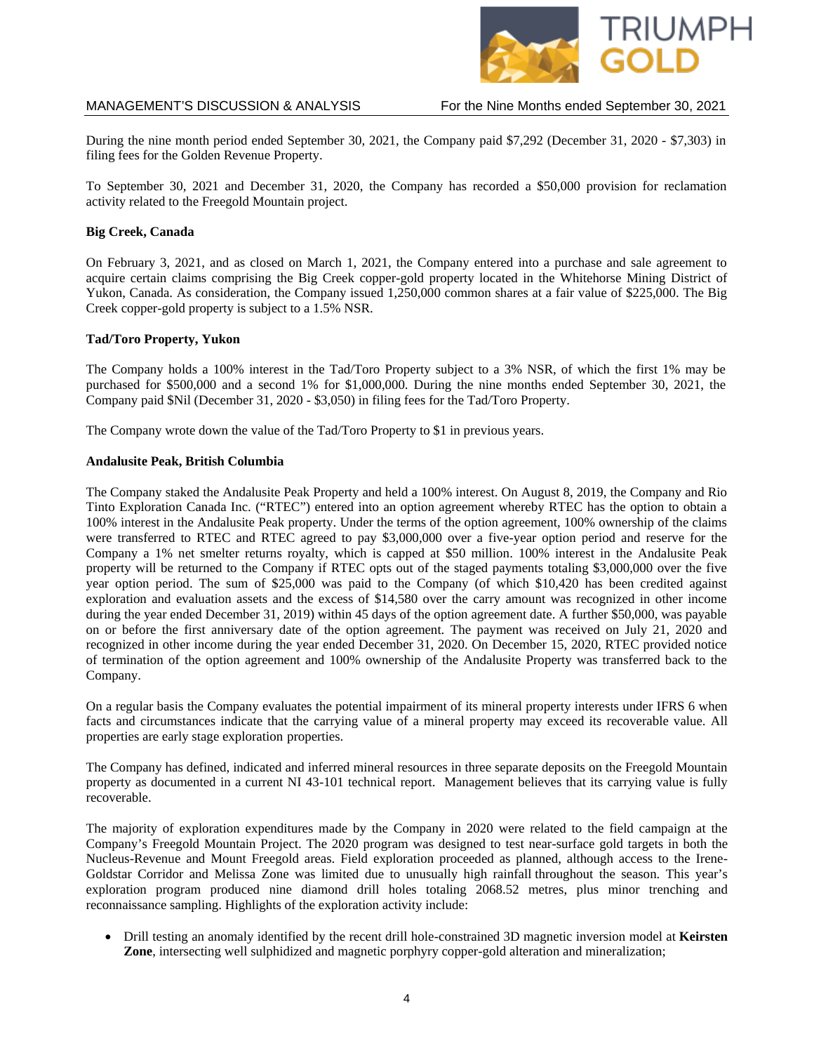During the nine month period ended September 30, 2021, the Company paid $7,292 (December 31, 2020 - $7,303) in filing fees for the Golden Revenue Property.

To September 30, 2021 and December 31, 2020, the Company has recorded a $50,000 provision for reclamation activity related to the Freegold Mountain project.

**Big Creek, Canada**

On February 3, 2021, and as closed on March 1, 2021, the Company entered into a purchase and sale agreement to acquire certain claims comprising the Big Creek copper-gold property located in the Whitehorse Mining District of Yukon, Canada. As consideration, the Company issued 1,250,000 common shares at a fair value of $225,000. The Big Creek copper-gold property is subject to a 1.5% NSR.

**Tad/Toro Property, Yukon**

The Company holds a 100% interest in the Tad/Toro Property subject to a 3% NSR, of which the first 1% may be purchased for $500,000 and a second 1% for $1,000,000. During the nine months ended September 30, 2021, the Company paid $Nil (December 31, 2020 - $3,050) in filing fees for the Tad/Toro Property.

The Company wrote down the value of the Tad/Toro Property to $1 in previous years.

**Andalusite Peak, British Columbia**

The Company staked the Andalusite Peak Property and held a 100% interest. On August 8, 2019, the Company and Rio Tinto Exploration Canada Inc. ("RTEC") entered into an option agreement whereby RTEC has the option to obtain a 100% interest in the Andalusite Peak property. Under the terms of the option agreement, 100% ownership of the claims were transferred to RTEC and RTEC agreed to pay $3,000,000 over a five-year option period and reserve for the Company a 1% net smelter returns royalty, which is capped at $50 million. 100% interest in the Andalusite Peak property will be returned to the Company if RTEC opts out of the staged payments totaling $3,000,000 over the five year option period. The sum of $25,000 was paid to the Company (of which $10,420 has been credited against exploration and evaluation assets and the excess of $14,580 over the carry amount was recognized in other income during the year ended December 31, 2019) within 45 days of the option agreement date. A further $50,000, was payable on or before the first anniversary date of the option agreement. The payment was received on July 21, 2020 and recognized in other income during the year ended December 31, 2020. On December 15, 2020, RTEC provided notice of termination of the option agreement and 100% ownership of the Andalusite Property was transferred back to the Company.

On a regular basis the Company evaluates the potential impairment of its mineral property interests under IFRS 6 when facts and circumstances indicate that the carrying value of a mineral property may exceed its recoverable value. All properties are early stage exploration properties.

The Company has defined, indicated and inferred mineral resources in three separate deposits on the Freegold Mountain property as documented in a current NI 43-101 technical report. Management believes that its carrying value is fully recoverable.

The majority of exploration expenditures made by the Company in 2020 were related to the field campaign at the Company's Freegold Mountain Project. The 2020 program was designed to test near-surface gold targets in both the Nucleus-Revenue and Mount Freegold areas. Field exploration proceeded as planned, although access to the Irene-Goldstar Corridor and Melissa Zone was limited due to unusually high rainfall throughout the season. This year's exploration program produced nine diamond drill holes totaling 2068.52 metres, plus minor trenching and reconnaissance sampling. Highlights of the exploration activity include:

- Drill testing an anomaly identified by the recent drill hole-constrained 3D magnetic inversion model at **Keirsten Zone**, intersecting well sulphidized and magnetic porphyry copper-gold alteration and mineralization;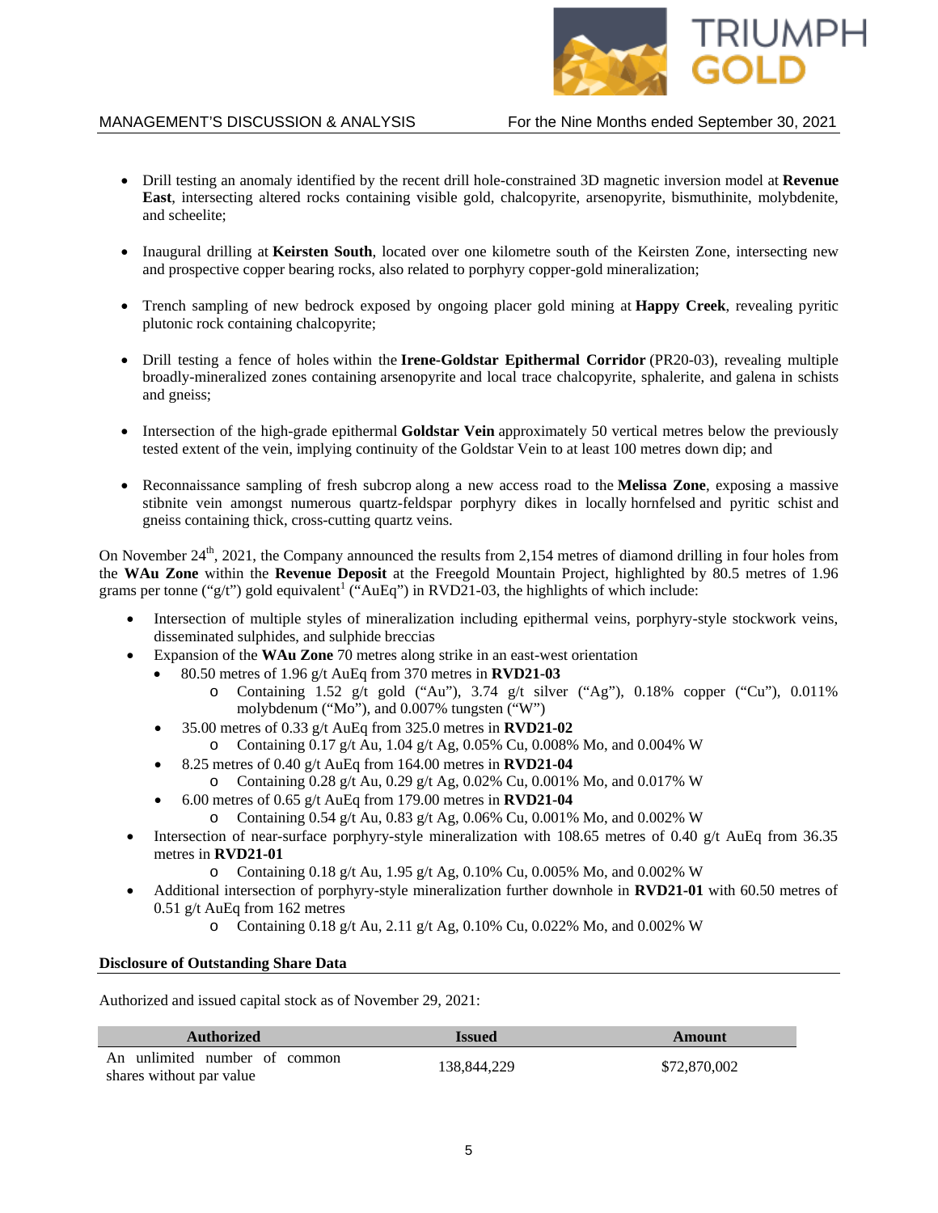- Drill testing an anomaly identified by the recent drill hole-constrained 3D magnetic inversion model at **Revenue East**, intersecting altered rocks containing visible gold, chalcopyrite, arsenopyrite, bismuthinite, molybdenite, and scheelite;

- Inaugural drilling at **Keirsten South**, located over one kilometre south of the Keirsten Zone, intersecting new and prospective copper bearing rocks, also related to porphyry copper-gold mineralization;

- Trench sampling of new bedrock exposed by ongoing placer gold mining at **Happy Creek**, revealing pyritic plutonic rock containing chalcopyrite;

- Drill testing a fence of holes within the **Irene-Goldstar Epithermal Corridor** (PR20-03), revealing multiple broadly-mineralized zones containing arsenopyrite and local trace chalcopyrite, sphalerite, and galena in schists and gneiss;

- Intersection of the high-grade epithermal **Goldstar Vein** approximately 50 vertical metres below the previously tested extent of the vein, implying continuity of the Goldstar Vein to at least 100 metres down dip; and

- Reconnaissance sampling of fresh subcrop along a new access road to the **Melissa Zone**, exposing a massive stibnite vein amongst numerous quartz-feldspar porphyry dikes in locally hornfelsed and pyritic schist and gneiss containing thick, cross-cutting quartz veins.

On November 24th, 2021, the Company announced the results from 2,154 metres of diamond drilling in four holes from the **WAu Zone** within the **Revenue Deposit** at the Freegold Mountain Project, highlighted by 80.5 metres of 1.96 grams per tonne ("g/t") gold equivalent[1] ("AuEq") in RVD21-03, the highlights of which include:

- Intersection of multiple styles of mineralization including epithermal veins, porphyry-style stockwork veins, disseminated sulphides, and sulphide breccias
- Expansion of the **WAu Zone** 70 metres along strike in an east-west orientation
  - 80.50 metres of 1.96 g/t AuEq from 370 metres in **RVD21-03**
    - Containing 1.52 g/t gold ("Au"), 3.74 g/t silver ("Ag"), 0.18% copper ("Cu"), 0.011% molybdenum ("Mo"), and 0.007% tungsten ("W")
  - 35.00 metres of 0.33 g/t AuEq from 325.0 metres in **RVD21-02**
    - Containing 0.17 g/t Au, 1.04 g/t Ag, 0.05% Cu, 0.008% Mo, and 0.004% W
  - 8.25 metres of 0.40 g/t AuEq from 164.00 metres in **RVD21-04**
    - Containing 0.28 g/t Au, 0.29 g/t Ag, 0.02% Cu, 0.001% Mo, and 0.017% W
  - 6.00 metres of 0.65 g/t AuEq from 179.00 metres in **RVD21-04**
    - Containing 0.54 g/t Au, 0.83 g/t Ag, 0.06% Cu, 0.001% Mo, and 0.002% W
- Intersection of near-surface porphyry-style mineralization with 108.65 metres of 0.40 g/t AuEq from 36.35 metres in **RVD21-01**
    - Containing 0.18 g/t Au, 1.95 g/t Ag, 0.10% Cu, 0.005% Mo, and 0.002% W
- Additional intersection of porphyry-style mineralization further downhole in **RVD21-01** with 60.50 metres of 0.51 g/t AuEq from 162 metres
    - Containing 0.18 g/t Au, 2.11 g/t Ag, 0.10% Cu, 0.022% Mo, and 0.002% W

**Disclosure of Outstanding Share Data**

Authorized and issued capital stock as of November 29, 2021:

| Authorized | Issued | Amount |
|---|---|---|
| An unlimited number of common shares without par value | 138,844,229 | $72,870,002 |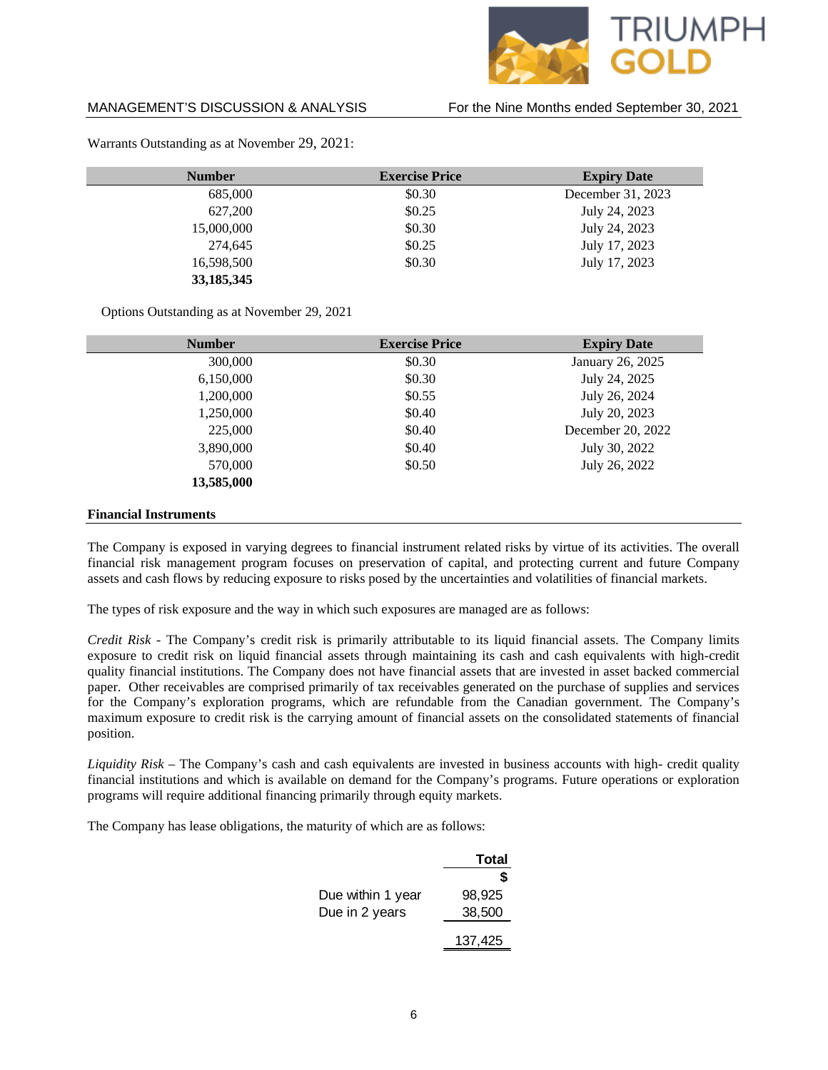Warrants Outstanding as at November 29, 2021:

| Number | Exercise Price | Expiry Date |
|---|---|---|
| 685,000 | $0.30 | December 31, 2023 |
| 627,200 | $0.25 | July 24, 2023 |
| 15,000,000 | $0.30 | July 24, 2023 |
| 274,645 | $0.25 | July 17, 2023 |
| 16,598,500 | $0.30 | July 17, 2023 |
| **33,185,345** | | |

Options Outstanding as at November 29, 2021

| Number | Exercise Price | Expiry Date |
|---|---|---|
| 300,000 | $0.30 | January 26, 2025 |
| 6,150,000 | $0.30 | July 24, 2025 |
| 1,200,000 | $0.55 | July 26, 2024 |
| 1,250,000 | $0.40 | July 20, 2023 |
| 225,000 | $0.40 | December 20, 2022 |
| 3,890,000 | $0.40 | July 30, 2022 |
| 570,000 | $0.50 | July 26, 2022 |
| **13,585,000** | | |

## Financial Instruments

The Company is exposed in varying degrees to financial instrument related risks by virtue of its activities. The overall financial risk management program focuses on preservation of capital, and protecting current and future Company assets and cash flows by reducing exposure to risks posed by the uncertainties and volatilities of financial markets.

The types of risk exposure and the way in which such exposures are managed are as follows:

*Credit Risk* - The Company's credit risk is primarily attributable to its liquid financial assets. The Company limits exposure to credit risk on liquid financial assets through maintaining its cash and cash equivalents with high-credit quality financial institutions. The Company does not have financial assets that are invested in asset backed commercial paper. Other receivables are comprised primarily of tax receivables generated on the purchase of supplies and services for the Company's exploration programs, which are refundable from the Canadian government. The Company's maximum exposure to credit risk is the carrying amount of financial assets on the consolidated statements of financial position.

*Liquidity Risk* – The Company's cash and cash equivalents are invested in business accounts with high- credit quality financial institutions and which is available on demand for the Company's programs. Future operations or exploration programs will require additional financing primarily through equity markets.

The Company has lease obligations, the maturity of which are as follows:

| | Total |
|---|---|
| | $ |
| Due within 1 year | 98,925 |
| Due in 2 years | 38,500 |
| | 137,425 |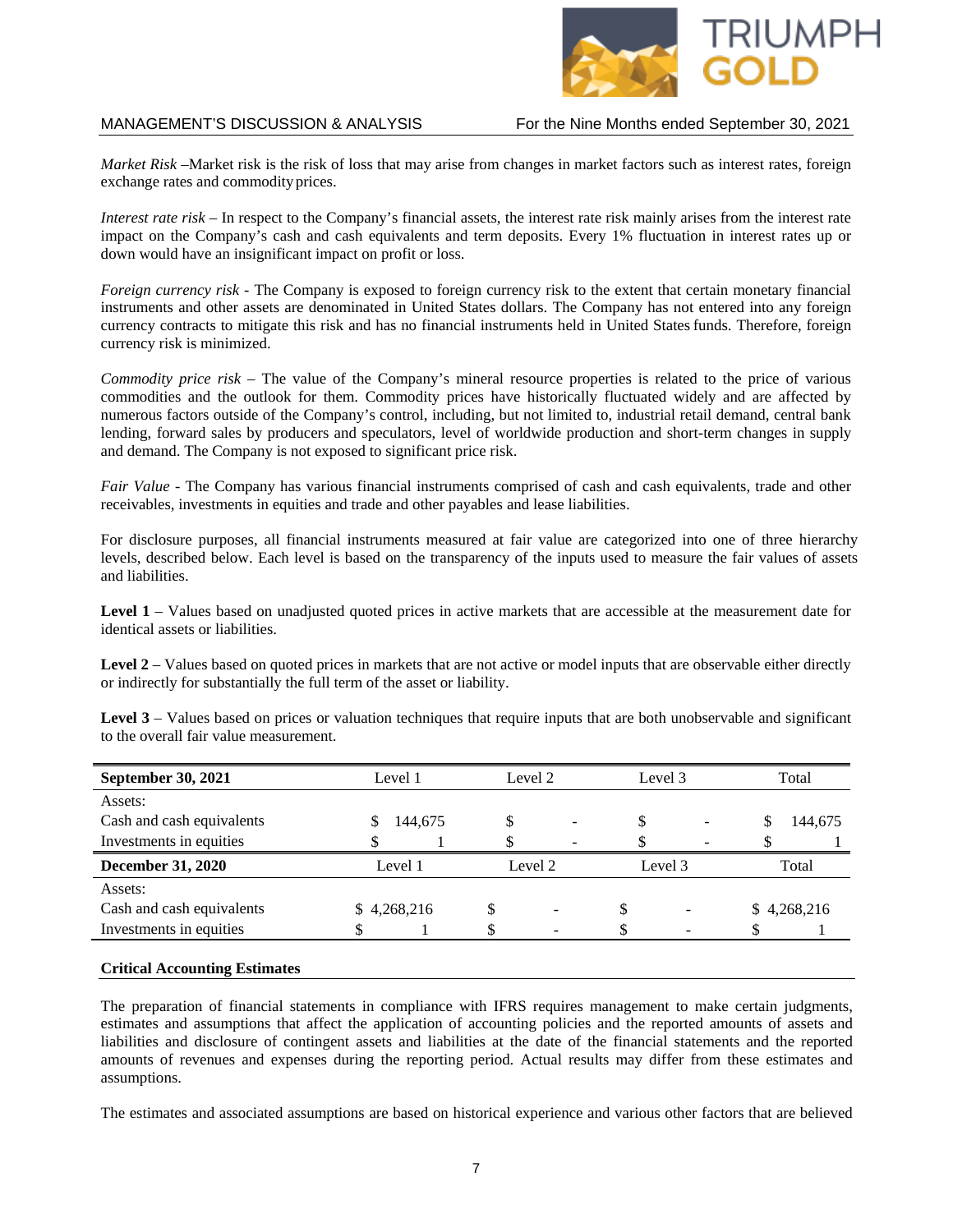*Market Risk* –Market risk is the risk of loss that may arise from changes in market factors such as interest rates, foreign exchange rates and commodity prices.

*Interest rate risk* – In respect to the Company's financial assets, the interest rate risk mainly arises from the interest rate impact on the Company's cash and cash equivalents and term deposits. Every 1% fluctuation in interest rates up or down would have an insignificant impact on profit or loss.

*Foreign currency risk* - The Company is exposed to foreign currency risk to the extent that certain monetary financial instruments and other assets are denominated in United States dollars. The Company has not entered into any foreign currency contracts to mitigate this risk and has no financial instruments held in United States funds. Therefore, foreign currency risk is minimized.

*Commodity price risk* – The value of the Company's mineral resource properties is related to the price of various commodities and the outlook for them. Commodity prices have historically fluctuated widely and are affected by numerous factors outside of the Company's control, including, but not limited to, industrial retail demand, central bank lending, forward sales by producers and speculators, level of worldwide production and short-term changes in supply and demand. The Company is not exposed to significant price risk.

*Fair Value* - The Company has various financial instruments comprised of cash and cash equivalents, trade and other receivables, investments in equities and trade and other payables and lease liabilities.

For disclosure purposes, all financial instruments measured at fair value are categorized into one of three hierarchy levels, described below. Each level is based on the transparency of the inputs used to measure the fair values of assets and liabilities.

**Level 1** – Values based on unadjusted quoted prices in active markets that are accessible at the measurement date for identical assets or liabilities.

**Level 2** – Values based on quoted prices in markets that are not active or model inputs that are observable either directly or indirectly for substantially the full term of the asset or liability.

**Level 3** – Values based on prices or valuation techniques that require inputs that are both unobservable and significant to the overall fair value measurement.

| **September 30, 2021** | Level 1 | Level 2 | Level 3 | Total |
|---|---|---|---|---|
| Assets: | | | | |
| Cash and cash equivalents | $ 144,675 | $ - | $ - | $ 144,675 |
| Investments in equities | $ 1 | $ - | $ - | $ 1 |
| **December 31, 2020** | Level 1 | Level 2 | Level 3 | Total |
| Assets: | | | | |
| Cash and cash equivalents | $ 4,268,216 | $ - | $ - | $ 4,268,216 |
| Investments in equities | $ 1 | $ - | $ - | $ 1 |

**Critical Accounting Estimates**

The preparation of financial statements in compliance with IFRS requires management to make certain judgments, estimates and assumptions that affect the application of accounting policies and the reported amounts of assets and liabilities and disclosure of contingent assets and liabilities at the date of the financial statements and the reported amounts of revenues and expenses during the reporting period. Actual results may differ from these estimates and assumptions.

The estimates and associated assumptions are based on historical experience and various other factors that are believed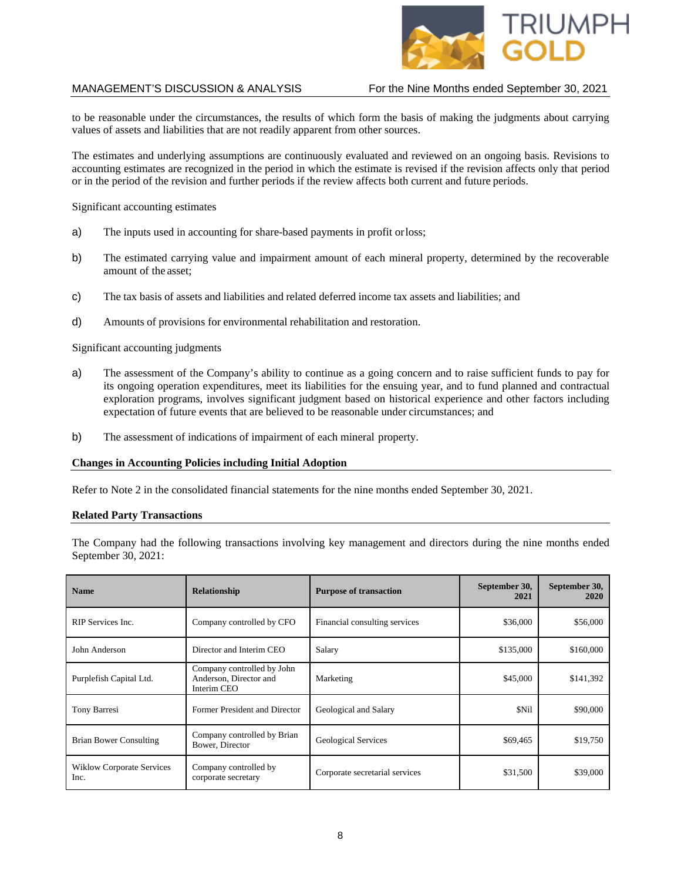to be reasonable under the circumstances, the results of which form the basis of making the judgments about carrying values of assets and liabilities that are not readily apparent from other sources.

The estimates and underlying assumptions are continuously evaluated and reviewed on an ongoing basis. Revisions to accounting estimates are recognized in the period in which the estimate is revised if the revision affects only that period or in the period of the revision and further periods if the review affects both current and future periods.

Significant accounting estimates

a) The inputs used in accounting for share-based payments in profit or loss;

b) The estimated carrying value and impairment amount of each mineral property, determined by the recoverable amount of the asset;

c) The tax basis of assets and liabilities and related deferred income tax assets and liabilities; and

d) Amounts of provisions for environmental rehabilitation and restoration.

Significant accounting judgments

a) The assessment of the Company's ability to continue as a going concern and to raise sufficient funds to pay for its ongoing operation expenditures, meet its liabilities for the ensuing year, and to fund planned and contractual exploration programs, involves significant judgment based on historical experience and other factors including expectation of future events that are believed to be reasonable under circumstances; and

b) The assessment of indications of impairment of each mineral property.

**Changes in Accounting Policies including Initial Adoption**

Refer to Note 2 in the consolidated financial statements for the nine months ended September 30, 2021.

**Related Party Transactions**

The Company had the following transactions involving key management and directors during the nine months ended September 30, 2021:

| Name | Relationship | Purpose of transaction | September 30, 2021 | September 30, 2020 |
|---|---|---|---|---|
| RIP Services Inc. | Company controlled by CFO | Financial consulting services | $36,000 | $56,000 |
| John Anderson | Director and Interim CEO | Salary | $135,000 | $160,000 |
| Purplefish Capital Ltd. | Company controlled by John Anderson, Director and Interim CEO | Marketing | $45,000 | $141,392 |
| Tony Barresi | Former President and Director | Geological and Salary | $Nil | $90,000 |
| Brian Bower Consulting | Company controlled by Brian Bower, Director | Geological Services | $69,465 | $19,750 |
| Wiklow Corporate Services Inc. | Company controlled by corporate secretary | Corporate secretarial services | $31,500 | $39,000 |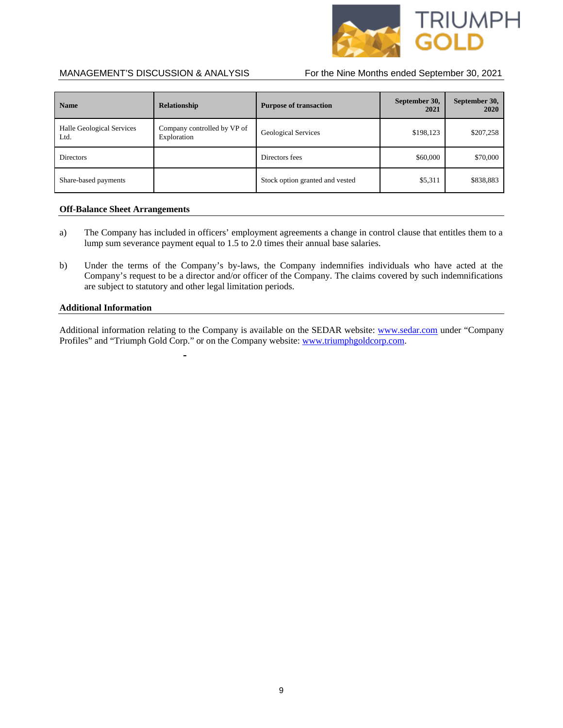| Name | Relationship | Purpose of transaction | September 30, 2021 | September 30, 2020 |
|---|---|---|---|---|
| Halle Geological Services Ltd. | Company controlled by VP of Exploration | Geological Services | $198,123 | $207,258 |
| Directors | | Directors fees | $60,000 | $70,000 |
| Share-based payments | | Stock option granted and vested | $5,311 | $838,883 |

## Off-Balance Sheet Arrangements

a) The Company has included in officers' employment agreements a change in control clause that entitles them to a lump sum severance payment equal to 1.5 to 2.0 times their annual base salaries.

b) Under the terms of the Company's by-laws, the Company indemnifies individuals who have acted at the Company's request to be a director and/or officer of the Company. The claims covered by such indemnifications are subject to statutory and other legal limitation periods.

## Additional Information

Additional information relating to the Company is available on the SEDAR website: www.sedar.com under "Company Profiles" and "Triumph Gold Corp." or on the Company website: www.triumphgoldcorp.com.